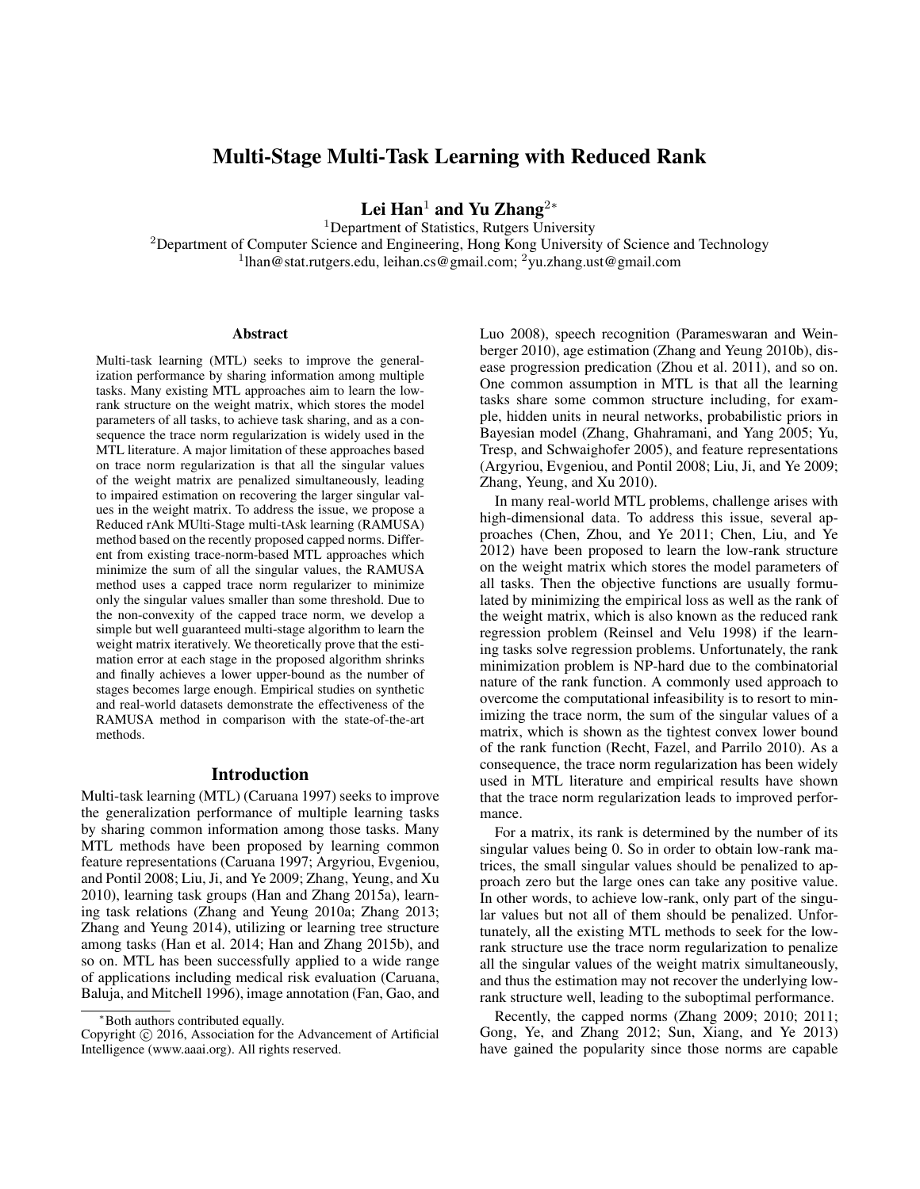# Multi-Stage Multi-Task Learning with Reduced Rank

**Lei Han**[1] **and Yu Zhang**[2*]

[1]Department of Statistics, Rutgers University
[2]Department of Computer Science and Engineering, Hong Kong University of Science and Technology
[1]lhan@stat.rutgers.edu, leihan.cs@gmail.com; [2]yu.zhang.ust@gmail.com

## Abstract

Multi-task learning (MTL) seeks to improve the generalization performance by sharing information among multiple tasks. Many existing MTL approaches aim to learn the low-rank structure on the weight matrix, which stores the model parameters of all tasks, to achieve task sharing, and as a consequence the trace norm regularization is widely used in the MTL literature. A major limitation of these approaches based on trace norm regularization is that all the singular values of the weight matrix are penalized simultaneously, leading to impaired estimation on recovering the larger singular values in the weight matrix. To address the issue, we propose a Reduced rAnk MUlti-Stage multi-tAsk learning (RAMUSA) method based on the recently proposed capped norms. Different from existing trace-norm-based MTL approaches which minimize the sum of all the singular values, the RAMUSA method uses a capped trace norm regularizer to minimize only the singular values smaller than some threshold. Due to the non-convexity of the capped trace norm, we develop a simple but well guaranteed multi-stage algorithm to learn the weight matrix iteratively. We theoretically prove that the estimation error at each stage in the proposed algorithm shrinks and finally achieves a lower upper-bound as the number of stages becomes large enough. Empirical studies on synthetic and real-world datasets demonstrate the effectiveness of the RAMUSA method in comparison with the state-of-the-art methods.

## Introduction

Multi-task learning (MTL) (Caruana 1997) seeks to improve the generalization performance of multiple learning tasks by sharing common information among those tasks. Many MTL methods have been proposed by learning common feature representations (Caruana 1997; Argyriou, Evgeniou, and Pontil 2008; Liu, Ji, and Ye 2009; Zhang, Yeung, and Xu 2010), learning task groups (Han and Zhang 2015a), learning task relations (Zhang and Yeung 2010a; Zhang 2013; Zhang and Yeung 2014), utilizing or learning tree structure among tasks (Han et al. 2014; Han and Zhang 2015b), and so on. MTL has been successfully applied to a wide range of applications including medical risk evaluation (Caruana, Baluja, and Mitchell 1996), image annotation (Fan, Gao, and Luo 2008), speech recognition (Parameswaran and Weinberger 2010), age estimation (Zhang and Yeung 2010b), disease progression predication (Zhou et al. 2011), and so on. One common assumption in MTL is that all the learning tasks share some common structure including, for example, hidden units in neural networks, probabilistic priors in Bayesian model (Zhang, Ghahramani, and Yang 2005; Yu, Tresp, and Schwaighofer 2005), and feature representations (Argyriou, Evgeniou, and Pontil 2008; Liu, Ji, and Ye 2009; Zhang, Yeung, and Xu 2010).

In many real-world MTL problems, challenge arises with high-dimensional data. To address this issue, several approaches (Chen, Zhou, and Ye 2011; Chen, Liu, and Ye 2012) have been proposed to learn the low-rank structure on the weight matrix which stores the model parameters of all tasks. Then the objective functions are usually formulated by minimizing the empirical loss as well as the rank of the weight matrix, which is also known as the reduced rank regression problem (Reinsel and Velu 1998) if the learning tasks solve regression problems. Unfortunately, the rank minimization problem is NP-hard due to the combinatorial nature of the rank function. A commonly used approach to overcome the computational infeasibility is to resort to minimizing the trace norm, the sum of the singular values of a matrix, which is shown as the tightest convex lower bound of the rank function (Recht, Fazel, and Parrilo 2010). As a consequence, the trace norm regularization has been widely used in MTL literature and empirical results have shown that the trace norm regularization leads to improved performance.

For a matrix, its rank is determined by the number of its singular values being 0. So in order to obtain low-rank matrices, the small singular values should be penalized to approach zero but the large ones can take any positive value. In other words, to achieve low-rank, only part of the singular values but not all of them should be penalized. Unfortunately, all the existing MTL methods to seek for the low-rank structure use the trace norm regularization to penalize all the singular values of the weight matrix simultaneously, and thus the estimation may not recover the underlying low-rank structure well, leading to the suboptimal performance.

Recently, the capped norms (Zhang 2009; 2010; 2011; Gong, Ye, and Zhang 2012; Sun, Xiang, and Ye 2013) have gained the popularity since those norms are capable

---

[*]Both authors contributed equally.

Copyright © 2016, Association for the Advancement of Artificial Intelligence (www.aaai.org). All rights reserved.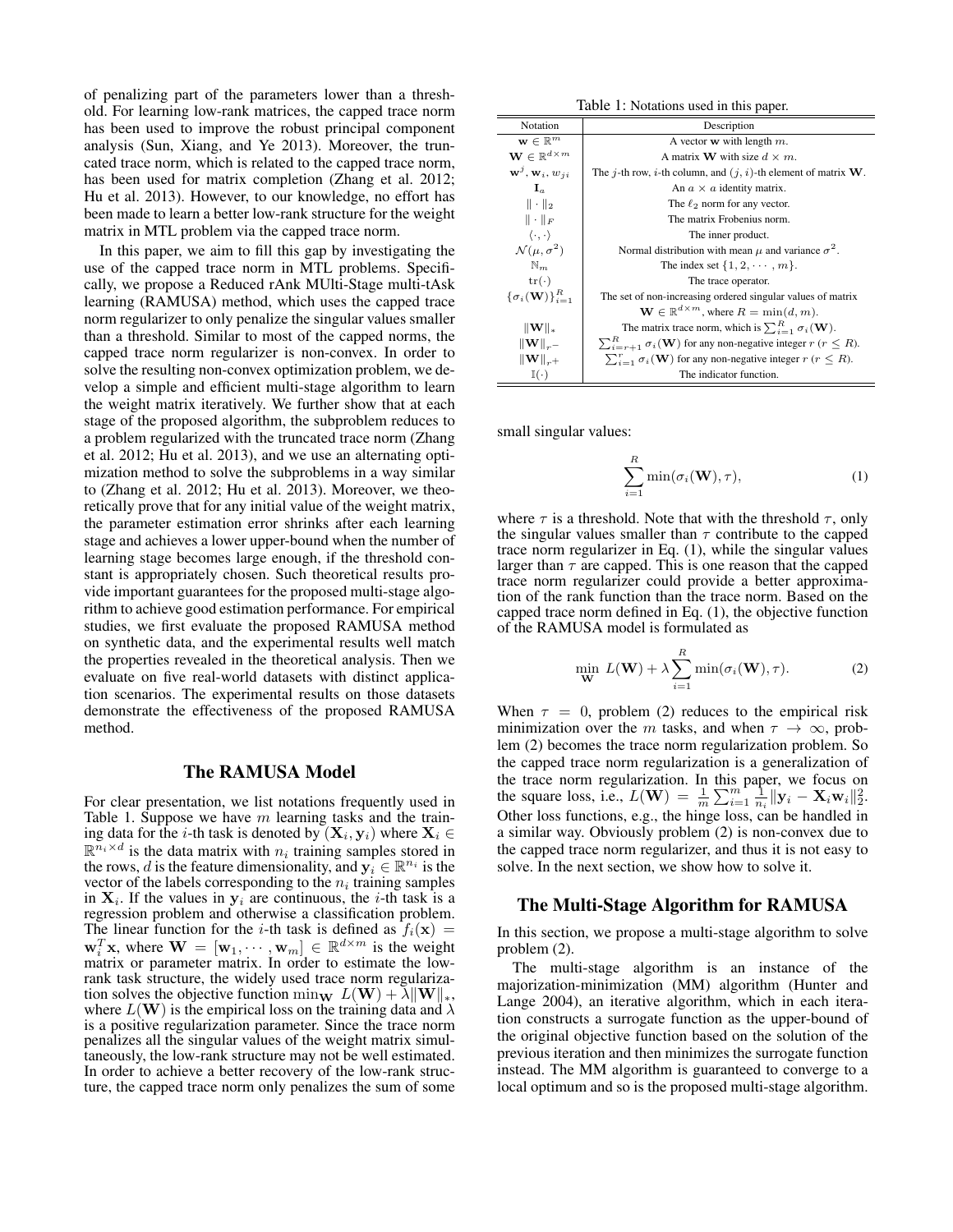of penalizing part of the parameters lower than a threshold. For learning low-rank matrices, the capped trace norm has been used to improve the robust principal component analysis (Sun, Xiang, and Ye 2013). Moreover, the truncated trace norm, which is related to the capped trace norm, has been used for matrix completion (Zhang et al. 2012; Hu et al. 2013). However, to our knowledge, no effort has been made to learn a better low-rank structure for the weight matrix in MTL problem via the capped trace norm.

In this paper, we aim to fill this gap by investigating the use of the capped trace norm in MTL problems. Specifically, we propose a Reduced rAnk MUlti-Stage multi-tAsk learning (RAMUSA) method, which uses the capped trace norm regularizer to only penalize the singular values smaller than a threshold. Similar to most of the capped norms, the capped trace norm regularizer is non-convex. In order to solve the resulting non-convex optimization problem, we develop a simple and efficient multi-stage algorithm to learn the weight matrix iteratively. We further show that at each stage of the proposed algorithm, the subproblem reduces to a problem regularized with the truncated trace norm (Zhang et al. 2012; Hu et al. 2013), and we use an alternating optimization method to solve the subproblems in a way similar to (Zhang et al. 2012; Hu et al. 2013). Moreover, we theoretically prove that for any initial value of the weight matrix, the parameter estimation error shrinks after each learning stage and achieves a lower upper-bound when the number of learning stage becomes large enough, if the threshold constant is appropriately chosen. Such theoretical results provide important guarantees for the proposed multi-stage algorithm to achieve good estimation performance. For empirical studies, we first evaluate the proposed RAMUSA method on synthetic data, and the experimental results well match the properties revealed in the theoretical analysis. Then we evaluate on five real-world datasets with distinct application scenarios. The experimental results on those datasets demonstrate the effectiveness of the proposed RAMUSA method.

## The RAMUSA Model

For clear presentation, we list notations frequently used in Table 1. Suppose we have $m$ learning tasks and the training data for the $i$-th task is denoted by $(\mathbf{X}_i, \mathbf{y}_i)$ where $\mathbf{X}_i \in \mathbb{R}^{n_i \times d}$ is the data matrix with $n_i$ training samples stored in the rows, $d$ is the feature dimensionality, and $\mathbf{y}_i \in \mathbb{R}^{n_i}$ is the vector of the labels corresponding to the $n_i$ training samples in $\mathbf{X}_i$. If the values in $\mathbf{y}_i$ are continuous, the $i$-th task is a regression problem and otherwise a classification problem. The linear function for the $i$-th task is defined as $f_i(\mathbf{x}) = \mathbf{w}_i^T \mathbf{x}$, where $\mathbf{W} = [\mathbf{w}_1, \cdots, \mathbf{w}_m] \in \mathbb{R}^{d \times m}$ is the weight matrix or parameter matrix. In order to estimate the low-rank task structure, the widely used trace norm regularization solves the objective function $\min_{\mathbf{W}} L(\mathbf{W}) + \lambda \|\mathbf{W}\|_*$, where $L(\mathbf{W})$ is the empirical loss on the training data and $\lambda$ is a positive regularization parameter. Since the trace norm penalizes all the singular values of the weight matrix simultaneously, the low-rank structure may not be well estimated. In order to achieve a better recovery of the low-rank structure, the capped trace norm only penalizes the sum of some small singular values:

Table 1: Notations used in this paper.

| Notation | Description |
|---|---|
| $\mathbf{w} \in \mathbb{R}^m$ | A vector $\mathbf{w}$ with length $m$. |
| $\mathbf{W} \in \mathbb{R}^{d \times m}$ | A matrix $\mathbf{W}$ with size $d \times m$. |
| $\mathbf{w}^j, \mathbf{w}_i, w_{ji}$ | The $j$-th row, $i$-th column, and $(j, i)$-th element of matrix $\mathbf{W}$. |
| $\mathbf{I}_a$ | An $a \times a$ identity matrix. |
| $\|\cdot\|_2$ | The $\ell_2$ norm for any vector. |
| $\|\cdot\|_F$ | The matrix Frobenius norm. |
| $\langle \cdot, \cdot \rangle$ | The inner product. |
| $\mathcal{N}(\mu, \sigma^2)$ | Normal distribution with mean $\mu$ and variance $\sigma^2$. |
| $\mathbb{N}_m$ | The index set $\{1, 2, \cdots, m\}$. |
| $\mathrm{tr}(\cdot)$ | The trace operator. |
| $\{\sigma_i(\mathbf{W})\}_{i=1}^R$ | The set of non-increasing ordered singular values of matrix $\mathbf{W} \in \mathbb{R}^{d \times m}$, where $R = \min(d, m)$. |
| $\|\mathbf{W}\|_*$ | The matrix trace norm, which is $\sum_{i=1}^R \sigma_i(\mathbf{W})$. |
| $\|\mathbf{W}\|_{r-}$ | $\sum_{i=r+1}^R \sigma_i(\mathbf{W})$ for any non-negative integer $r$ ($r \leq R$). |
| $\|\mathbf{W}\|_{r+}$ | $\sum_{i=1}^r \sigma_i(\mathbf{W})$ for any non-negative integer $r$ ($r \leq R$). |
| $\mathbb{I}(\cdot)$ | The indicator function. |

$$\sum_{i=1}^{R} \min(\sigma_i(\mathbf{W}), \tau), \tag{1}$$

where $\tau$ is a threshold. Note that with the threshold $\tau$, only the singular values smaller than $\tau$ contribute to the capped trace norm regularizer in Eq. (1), while the singular values larger than $\tau$ are capped. This is one reason that the capped trace norm regularizer could provide a better approximation of the rank function than the trace norm. Based on the capped trace norm defined in Eq. (1), the objective function of the RAMUSA model is formulated as

$$\min_{\mathbf{W}} \; L(\mathbf{W}) + \lambda \sum_{i=1}^{R} \min(\sigma_i(\mathbf{W}), \tau). \tag{2}$$

When $\tau = 0$, problem (2) reduces to the empirical risk minimization over the $m$ tasks, and when $\tau \to \infty$, problem (2) becomes the trace norm regularization problem. So the capped trace norm regularization is a generalization of the trace norm regularization. In this paper, we focus on the square loss, i.e., $L(\mathbf{W}) = \frac{1}{m} \sum_{i=1}^{m} \frac{1}{n_i} \|\mathbf{y}_i - \mathbf{X}_i \mathbf{w}_i\|_2^2$. Other loss functions, e.g., the hinge loss, can be handled in a similar way. Obviously problem (2) is non-convex due to the capped trace norm regularizer, and thus it is not easy to solve. In the next section, we show how to solve it.

## The Multi-Stage Algorithm for RAMUSA

In this section, we propose a multi-stage algorithm to solve problem (2).

The multi-stage algorithm is an instance of the majorization-minimization (MM) algorithm (Hunter and Lange 2004), an iterative algorithm, which in each iteration constructs a surrogate function as the upper-bound of the original objective function based on the solution of the previous iteration and then minimizes the surrogate function instead. The MM algorithm is guaranteed to converge to a local optimum and so is the proposed multi-stage algorithm.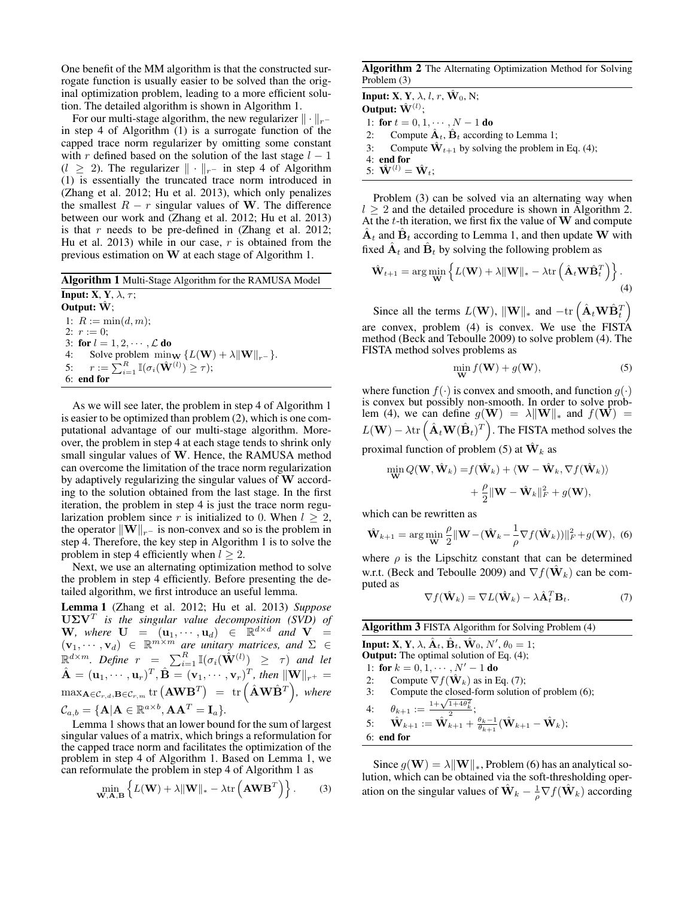One benefit of the MM algorithm is that the constructed surrogate function is usually easier to be solved than the original optimization problem, leading to a more efficient solution. The detailed algorithm is shown in Algorithm 1.

For our multi-stage algorithm, the new regularizer $\|\cdot\|_{r^-}$ in step 4 of Algorithm (1) is a surrogate function of the capped trace norm regularizer by omitting some constant with $r$ defined based on the solution of the last stage $l-1$ ($l \geq 2$). The regularizer $\|\cdot\|_{r^-}$ in step 4 of Algorithm (1) is essentially the truncated trace norm introduced in (Zhang et al. 2012; Hu et al. 2013), which only penalizes the smallest $R-r$ singular values of $\mathbf{W}$. The difference between our work and (Zhang et al. 2012; Hu et al. 2013) is that $r$ needs to be pre-defined in (Zhang et al. 2012; Hu et al. 2013) while in our case, $r$ is obtained from the previous estimation on $\mathbf{W}$ at each stage of Algorithm 1.

**Algorithm 1** Multi-Stage Algorithm for the RAMUSA Model

**Input:** $\mathbf{X}$, $\mathbf{Y}$, $\lambda$, $\tau$;
**Output:** $\hat{\mathbf{W}}$;
1: $R := \min(d, m)$;
2: $r := 0$;
3: **for** $l = 1, 2, \cdots, \mathcal{L}$ **do**
4: Solve problem $\min_{\mathbf{W}} \{L(\mathbf{W}) + \lambda\|\mathbf{W}\|_{r^-}\}$.
5: $r := \sum_{i=1}^{R} \mathbb{I}(\sigma_i(\hat{\mathbf{W}}^{(l)}) \geq \tau)$;
6: **end for**

As we will see later, the problem in step 4 of Algorithm 1 is easier to be optimized than problem (2), which is one computational advantage of our multi-stage algorithm. Moreover, the problem in step 4 at each stage tends to shrink only small singular values of $\mathbf{W}$. Hence, the RAMUSA method can overcome the limitation of the trace norm regularization by adaptively regularizing the singular values of $\mathbf{W}$ according to the solution obtained from the last stage. In the first iteration, the problem in step 4 is just the trace norm regularization problem since $r$ is initialized to 0. When $l \geq 2$, the operator $\|\mathbf{W}\|_{r^-}$ is non-convex and so is the problem in step 4. Therefore, the key step in Algorithm 1 is to solve the problem in step 4 efficiently when $l \geq 2$.

Next, we use an alternating optimization method to solve the problem in step 4 efficiently. Before presenting the detailed algorithm, we first introduce an useful lemma.

**Lemma 1** (Zhang et al. 2012; Hu et al. 2013) *Suppose $\mathbf{U}\Sigma\mathbf{V}^T$ is the singular value decomposition (SVD) of $\mathbf{W}$, where $\mathbf{U} = (\mathbf{u}_1, \cdots, \mathbf{u}_d) \in \mathbb{R}^{d\times d}$ and $\mathbf{V} = (\mathbf{v}_1, \cdots, \mathbf{v}_d) \in \mathbb{R}^{m\times m}$ are unitary matrices, and $\Sigma \in \mathbb{R}^{d\times m}$. Define $r = \sum_{i=1}^{R} \mathbb{I}(\sigma_i(\hat{\mathbf{W}}^{(l)}) \geq \tau)$ and let $\hat{\mathbf{A}} = (\mathbf{u}_1, \cdots, \mathbf{u}_r)^T, \hat{\mathbf{B}} = (\mathbf{v}_1, \cdots, \mathbf{v}_r)^T$, then $\|\mathbf{W}\|_{r^+} = \max_{\mathbf{A}\in\mathcal{C}_{r,d},\mathbf{B}\in\mathcal{C}_{r,m}} \mathrm{tr}\left(\mathbf{A}\mathbf{W}\mathbf{B}^T\right) = \mathrm{tr}\left(\hat{\mathbf{A}}\mathbf{W}\hat{\mathbf{B}}^T\right)$, where $\mathcal{C}_{a,b} = \{\mathbf{A} | \mathbf{A} \in \mathbb{R}^{a\times b}, \mathbf{A}\mathbf{A}^T = \mathbf{I}_a\}$.*

Lemma 1 shows that an lower bound for the sum of largest singular values of a matrix, which brings a reformulation for the capped trace norm and facilitates the optimization of the problem in step 4 of Algorithm 1. Based on Lemma 1, we can reformulate the problem in step 4 of Algorithm 1 as

$$\min_{\mathbf{W},\mathbf{A},\mathbf{B}} \left\{ L(\mathbf{W}) + \lambda\|\mathbf{W}\|_* - \lambda\mathrm{tr}\left(\mathbf{A}\mathbf{W}\mathbf{B}^T\right) \right\}. \tag{3}$$

**Algorithm 2** The Alternating Optimization Method for Solving Problem (3)

**Input:** $\mathbf{X}$, $\mathbf{Y}$, $\lambda$, $l$, $r$, $\hat{\mathbf{W}}_0$, N;
**Output:** $\hat{\mathbf{W}}^{(l)}$;
1: **for** $t = 0, 1, \cdots, N-1$ **do**
2: Compute $\hat{\mathbf{A}}_t$, $\hat{\mathbf{B}}_t$ according to Lemma 1;
3: Compute $\hat{\mathbf{W}}_{t+1}$ by solving the problem in Eq. (4);
4: **end for**
5: $\hat{\mathbf{W}}^{(l)} = \hat{\mathbf{W}}_t$;

Problem (3) can be solved via an alternating way when $l \geq 2$ and the detailed procedure is shown in Algorithm 2. At the $t$-th iteration, we first fix the value of $\mathbf{W}$ and compute $\hat{\mathbf{A}}_t$ and $\hat{\mathbf{B}}_t$ according to Lemma 1, and then update $\mathbf{W}$ with fixed $\hat{\mathbf{A}}_t$ and $\hat{\mathbf{B}}_t$ by solving the following problem as

$$\hat{\mathbf{W}}_{t+1} = \arg\min_{\mathbf{W}} \left\{ L(\mathbf{W}) + \lambda\|\mathbf{W}\|_* - \lambda\mathrm{tr}\left(\hat{\mathbf{A}}_t\mathbf{W}\hat{\mathbf{B}}_t^T\right) \right\}. \tag{4}$$

Since all the terms $L(\mathbf{W})$, $\|\mathbf{W}\|_*$ and $-\mathrm{tr}\left(\hat{\mathbf{A}}_t\mathbf{W}\hat{\mathbf{B}}_t^T\right)$ are convex, problem (4) is convex. We use the FISTA method (Beck and Teboulle 2009) to solve problem (4). The FISTA method solves problems as

$$\min_{\mathbf{W}} f(\mathbf{W}) + g(\mathbf{W}), \tag{5}$$

where function $f(\cdot)$ is convex and smooth, and function $g(\cdot)$ is convex but possibly non-smooth. In order to solve problem (4), we can define $g(\mathbf{W}) = \lambda\|\mathbf{W}\|_*$ and $f(\mathbf{W}) = L(\mathbf{W}) - \lambda\mathrm{tr}\left(\hat{\mathbf{A}}_t\mathbf{W}(\hat{\mathbf{B}}_t)^T\right)$. The FISTA method solves the proximal function of problem (5) at $\hat{\mathbf{W}}_k$ as

$$\begin{aligned}\min_{\mathbf{W}} Q(\mathbf{W}, \hat{\mathbf{W}}_k) = & f(\hat{\mathbf{W}}_k) + \langle \mathbf{W} - \hat{\mathbf{W}}_k, \nabla f(\hat{\mathbf{W}}_k)\rangle \\ & + \frac{\rho}{2}\|\mathbf{W} - \hat{\mathbf{W}}_k\|_F^2 + g(\mathbf{W}),\end{aligned}$$

which can be rewritten as

$$\hat{\mathbf{W}}_{k+1} = \arg\min_{\mathbf{W}} \frac{\rho}{2}\|\mathbf{W} - (\hat{\mathbf{W}}_k - \frac{1}{\rho}\nabla f(\hat{\mathbf{W}}_k))\|_F^2 + g(\mathbf{W}), \tag{6}$$

where $\rho$ is the Lipschitz constant that can be determined w.r.t. (Beck and Teboulle 2009) and $\nabla f(\hat{\mathbf{W}}_k)$ can be computed as

$$\nabla f(\hat{\mathbf{W}}_k) = \nabla L(\hat{\mathbf{W}}_k) - \lambda\hat{\mathbf{A}}_t^T\mathbf{B}_t. \tag{7}$$

**Algorithm 3** FISTA Algorithm for Solving Problem (4)

**Input:** $\mathbf{X}$, $\mathbf{Y}$, $\lambda$, $\hat{\mathbf{A}}_t$, $\hat{\mathbf{B}}_t$, $\hat{\mathbf{W}}_0$, $N'$, $\theta_0 = 1$;
**Output:** The optimal solution of Eq. (4);
1: **for** $k = 0, 1, \cdots, N'-1$ **do**
2: Compute $\nabla f(\hat{\mathbf{W}}_k)$ as in Eq. (7);
3: Compute the closed-form solution of problem (6);
4: $\theta_{k+1} := \frac{1+\sqrt{1+4\theta_k^2}}{2}$;
5: $\hat{\mathbf{W}}_{k+1} := \hat{\mathbf{W}}_{k+1} + \frac{\theta_k - 1}{\theta_{k+1}}(\hat{\mathbf{W}}_{k+1} - \hat{\mathbf{W}}_k)$;
6: **end for**

Since $g(\mathbf{W}) = \lambda\|\mathbf{W}\|_*$, Problem (6) has an analytical solution, which can be obtained via the soft-thresholding operation on the singular values of $\hat{\mathbf{W}}_k - \frac{1}{\rho}\nabla f(\hat{\mathbf{W}}_k)$ according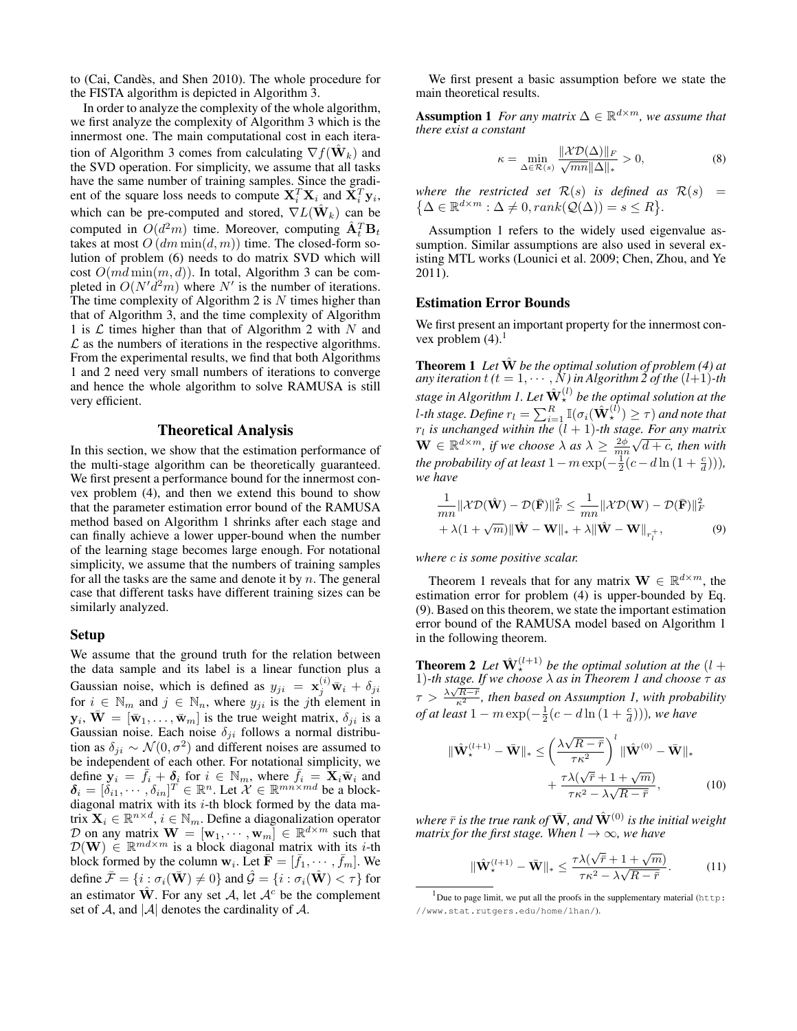to (Cai, Candès, and Shen 2010). The whole procedure for the FISTA algorithm is depicted in Algorithm 3.

In order to analyze the complexity of the whole algorithm, we first analyze the complexity of Algorithm 3 which is the innermost one. The main computational cost in each iteration of Algorithm 3 comes from calculating $\nabla f(\hat{\mathbf{W}}_k)$ and the SVD operation. For simplicity, we assume that all tasks have the same number of training samples. Since the gradient of the square loss needs to compute $\mathbf{X}_i^T\mathbf{X}_i$ and $\mathbf{X}_i^T\mathbf{y}_i$, which can be pre-computed and stored, $\nabla L(\hat{\mathbf{W}}_k)$ can be computed in $O(d^2m)$ time. Moreover, computing $\hat{\mathbf{A}}_t^T\mathbf{B}_t$ takes at most $O(dm\min(d,m))$ time. The closed-form solution of problem (6) needs to do matrix SVD which will cost $O(md\min(m,d))$. In total, Algorithm 3 can be completed in $O(N'd^2m)$ where $N'$ is the number of iterations. The time complexity of Algorithm 2 is $N$ times higher than that of Algorithm 3, and the time complexity of Algorithm 1 is $\mathcal{L}$ times higher than that of Algorithm 2 with $N$ and $\mathcal{L}$ as the numbers of iterations in the respective algorithms. From the experimental results, we find that both Algorithms 1 and 2 need very small numbers of iterations to converge and hence the whole algorithm to solve RAMUSA is still very efficient.

## Theoretical Analysis

In this section, we show that the estimation performance of the multi-stage algorithm can be theoretically guaranteed. We first present a performance bound for the innermost convex problem (4), and then we extend this bound to show that the parameter estimation error bound of the RAMUSA method based on Algorithm 1 shrinks after each stage and can finally achieve a lower upper-bound when the number of the learning stage becomes large enough. For notational simplicity, we assume that the numbers of training samples for all the tasks are the same and denote it by $n$. The general case that different tasks have different training sizes can be similarly analyzed.

### Setup

We assume that the ground truth for the relation between the data sample and its label is a linear function plus a Gaussian noise, which is defined as $y_{ji} = \mathbf{x}_j^{(i)}\bar{\mathbf{w}}_i + \delta_{ji}$ for $i \in \mathbb{N}_m$ and $j \in \mathbb{N}_n$, where $y_{ji}$ is the $j$th element in $\mathbf{y}_i$, $\bar{\mathbf{W}} = [\bar{\mathbf{w}}_1,\ldots,\bar{\mathbf{w}}_m]$ is the true weight matrix, $\delta_{ji}$ is a Gaussian noise. Each noise $\delta_{ji}$ follows a normal distribution as $\delta_{ji} \sim \mathcal{N}(0,\sigma^2)$ and different noises are assumed to be independent of each other. For notational simplicity, we define $\mathbf{y}_i = \bar{f}_i + \boldsymbol{\delta}_i$ for $i \in \mathbb{N}_m$, where $\bar{f}_i = \mathbf{X}_i\bar{\mathbf{w}}_i$ and $\boldsymbol{\delta}_i = [\delta_{i1},\cdots,\delta_{in}]^T \in \mathbb{R}^n$. Let $\mathcal{X} \in \mathbb{R}^{mn\times md}$ be a block-diagonal matrix with its $i$-th block formed by the data matrix $\mathbf{X}_i \in \mathbb{R}^{n\times d}$, $i \in \mathbb{N}_m$. Define a diagonalization operator $\mathcal{D}$ on any matrix $\mathbf{W} = [\mathbf{w}_1,\cdots,\mathbf{w}_m] \in \mathbb{R}^{d\times m}$ such that $\mathcal{D}(\mathbf{W}) \in \mathbb{R}^{md\times m}$ is a block diagonal matrix with its $i$-th block formed by the column $\mathbf{w}_i$. Let $\bar{\mathbf{F}} = [\bar{f}_1,\cdots,\bar{f}_m]$. We define $\bar{\mathcal{F}} = \{i : \sigma_i(\bar{\mathbf{W}}) \neq 0\}$ and $\hat{\mathcal{G}} = \{i : \sigma_i(\hat{\mathbf{W}}) < \tau\}$ for an estimator $\hat{\mathbf{W}}$. For any set $\mathcal{A}$, let $\mathcal{A}^c$ be the complement set of $\mathcal{A}$, and $|\mathcal{A}|$ denotes the cardinality of $\mathcal{A}$.

We first present a basic assumption before we state the main theoretical results.

**Assumption 1** *For any matrix $\Delta \in \mathbb{R}^{d\times m}$, we assume that there exist a constant*

$$\kappa = \min_{\Delta\in\mathcal{R}(s)} \frac{\|\mathcal{X}\mathcal{D}(\Delta)\|_F}{\sqrt{mn}\|\Delta\|_*} > 0, \tag{8}$$

*where the restricted set $\mathcal{R}(s)$ is defined as $\mathcal{R}(s) = \{\Delta \in \mathbb{R}^{d\times m} : \Delta \neq 0, rank(\mathcal{Q}(\Delta)) = s \leq R\}$.*

Assumption 1 refers to the widely used eigenvalue assumption. Similar assumptions are also used in several existing MTL works (Lounici et al. 2009; Chen, Zhou, and Ye 2011).

### Estimation Error Bounds

We first present an important property for the innermost convex problem (4).[1]

**Theorem 1** *Let $\hat{\mathbf{W}}$ be the optimal solution of problem (4) at any iteration $t$ $(t = 1,\cdots,N)$ in Algorithm 2 of the $(l+1)$-th stage in Algorithm 1. Let $\hat{\mathbf{W}}_\star^{(l)}$ be the optimal solution at the $l$-th stage. Define $r_l = \sum_{i=1}^R \mathbb{I}(\sigma_i(\hat{\mathbf{W}}_\star^{(l)}) \geq \tau)$ and note that $r_l$ is unchanged within the $(l+1)$-th stage. For any matrix $\mathbf{W} \in \mathbb{R}^{d\times m}$, if we choose $\lambda$ as $\lambda \geq \frac{2\phi}{mn}\sqrt{d+c}$, then with the probability of at least $1 - m\exp(-\frac{1}{2}(c - d\ln(1+\frac{c}{d})))$, we have*

$$\frac{1}{mn}\|\mathcal{X}\mathcal{D}(\hat{\mathbf{W}}) - \mathcal{D}(\bar{\mathbf{F}})\|_F^2 \leq \frac{1}{mn}\|\mathcal{X}\mathcal{D}(\mathbf{W}) - \mathcal{D}(\bar{\mathbf{F}})\|_F^2 + \lambda(1+\sqrt{m})\|\hat{\mathbf{W}} - \mathbf{W}\|_* + \lambda\|\hat{\mathbf{W}} - \mathbf{W}\|_{r_l^+}, \tag{9}$$

*where $c$ is some positive scalar.*

Theorem 1 reveals that for any matrix $\mathbf{W} \in \mathbb{R}^{d\times m}$, the estimation error for problem (4) is upper-bounded by Eq. (9). Based on this theorem, we state the important estimation error bound of the RAMUSA model based on Algorithm 1 in the following theorem.

**Theorem 2** *Let $\hat{\mathbf{W}}_\star^{(l+1)}$ be the optimal solution at the $(l+1)$-th stage. If we choose $\lambda$ as in Theorem 1 and choose $\tau$ as $\tau > \frac{\lambda\sqrt{R-\bar{r}}}{\kappa^2}$, then based on Assumption 1, with probability of at least $1 - m\exp(-\frac{1}{2}(c - d\ln(1+\frac{c}{d})))$, we have*

$$\|\hat{\mathbf{W}}_\star^{(l+1)} - \bar{\mathbf{W}}\|_* \leq \left(\frac{\lambda\sqrt{R-\bar{r}}}{\tau\kappa^2}\right)^l \|\hat{\mathbf{W}}^{(0)} - \bar{\mathbf{W}}\|_* + \frac{\tau\lambda(\sqrt{\bar{r}}+1+\sqrt{m})}{\tau\kappa^2 - \lambda\sqrt{R-\bar{r}}}, \tag{10}$$

*where $\bar{r}$ is the true rank of $\bar{\mathbf{W}}$, and $\hat{\mathbf{W}}^{(0)}$ is the initial weight matrix for the first stage. When $l \to \infty$, we have*

$$\|\hat{\mathbf{W}}_\star^{(l+1)} - \bar{\mathbf{W}}\|_* \leq \frac{\tau\lambda(\sqrt{\bar{r}}+1+\sqrt{m})}{\tau\kappa^2 - \lambda\sqrt{R-\bar{r}}}. \tag{11}$$

[1] Due to page limit, we put all the proofs in the supplementary material (http://www.stat.rutgers.edu/home/lhan/).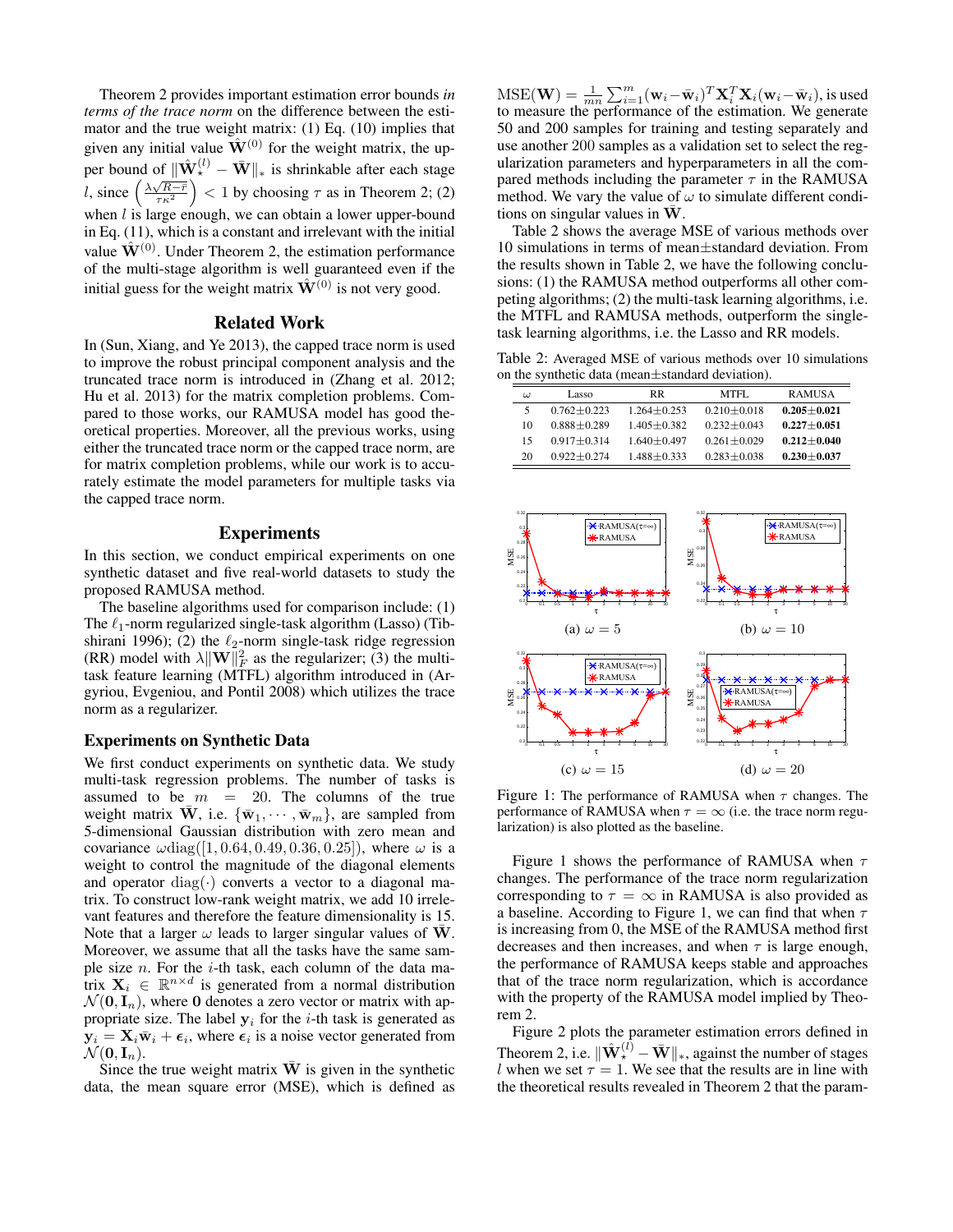Theorem 2 provides important estimation error bounds *in terms of the trace norm* on the difference between the estimator and the true weight matrix: (1) Eq. (10) implies that given any initial value $\hat{\mathbf{W}}^{(0)}$ for the weight matrix, the upper bound of $\|\hat{\mathbf{W}}_\star^{(l)} - \bar{\mathbf{W}}\|_*$ is shrinkable after each stage $l$, since $\left(\frac{\lambda\sqrt{R-\bar{r}}}{\tau\kappa^2}\right) < 1$ by choosing $\tau$ as in Theorem 2; (2) when $l$ is large enough, we can obtain a lower upper-bound in Eq. (11), which is a constant and irrelevant with the initial value $\hat{\mathbf{W}}^{(0)}$. Under Theorem 2, the estimation performance of the multi-stage algorithm is well guaranteed even if the initial guess for the weight matrix $\hat{\mathbf{W}}^{(0)}$ is not very good.

## Related Work

In (Sun, Xiang, and Ye 2013), the capped trace norm is used to improve the robust principal component analysis and the truncated trace norm is introduced in (Zhang et al. 2012; Hu et al. 2013) for the matrix completion problems. Compared to those works, our RAMUSA model has good theoretical properties. Moreover, all the previous works, using either the truncated trace norm or the capped trace norm, are for matrix completion problems, while our work is to accurately estimate the model parameters for multiple tasks via the capped trace norm.

## Experiments

In this section, we conduct empirical experiments on one synthetic dataset and five real-world datasets to study the proposed RAMUSA method.

The baseline algorithms used for comparison include: (1) The $\ell_1$-norm regularized single-task algorithm (Lasso) (Tibshirani 1996); (2) the $\ell_2$-norm single-task ridge regression (RR) model with $\lambda\|\mathbf{W}\|_F^2$ as the regularizer; (3) the multi-task feature learning (MTFL) algorithm introduced in (Argyriou, Evgeniou, and Pontil 2008) which utilizes the trace norm as a regularizer.

### Experiments on Synthetic Data

We first conduct experiments on synthetic data. We study multi-task regression problems. The number of tasks is assumed to be $m = 20$. The columns of the true weight matrix $\bar{\mathbf{W}}$, i.e. $\{\bar{\mathbf{w}}_1, \cdots, \bar{\mathbf{w}}_m\}$, are sampled from 5-dimensional Gaussian distribution with zero mean and covariance $\omega\text{diag}([1, 0.64, 0.49, 0.36, 0.25])$, where $\omega$ is a weight to control the magnitude of the diagonal elements and operator $\text{diag}(\cdot)$ converts a vector to a diagonal matrix. To construct low-rank weight matrix, we add 10 irrelevant features and therefore the feature dimensionality is 15. Note that a larger $\omega$ leads to larger singular values of $\bar{\mathbf{W}}$. Moreover, we assume that all the tasks have the same sample size $n$. For the $i$-th task, each column of the data matrix $\mathbf{X}_i \in \mathbb{R}^{n\times d}$ is generated from a normal distribution $\mathcal{N}(\mathbf{0}, \mathbf{I}_n)$, where $\mathbf{0}$ denotes a zero vector or matrix with appropriate size. The label $\mathbf{y}_i$ for the $i$-th task is generated as $\mathbf{y}_i = \mathbf{X}_i\bar{\mathbf{w}}_i + \boldsymbol{\epsilon}_i$, where $\boldsymbol{\epsilon}_i$ is a noise vector generated from $\mathcal{N}(\mathbf{0}, \mathbf{I}_n)$.

Since the true weight matrix $\bar{\mathbf{W}}$ is given in the synthetic data, the mean square error (MSE), which is defined as $\text{MSE}(\mathbf{W}) = \frac{1}{mn}\sum_{i=1}^m(\mathbf{w}_i - \bar{\mathbf{w}}_i)^T\mathbf{X}_i^T\mathbf{X}_i(\mathbf{w}_i - \bar{\mathbf{w}}_i)$, is used to measure the performance of the estimation. We generate 50 and 200 samples for training and testing separately and use another 200 samples as a validation set to select the regularization parameters and hyperparameters in all the compared methods including the parameter $\tau$ in the RAMUSA method. We vary the value of $\omega$ to simulate different conditions on singular values in $\bar{\mathbf{W}}$.

Table 2 shows the average MSE of various methods over 10 simulations in terms of mean±standard deviation. From the results shown in Table 2, we have the following conclusions: (1) the RAMUSA method outperforms all other competing algorithms; (2) the multi-task learning algorithms, i.e. the MTFL and RAMUSA methods, outperform the single-task learning algorithms, i.e. the Lasso and RR models.

Table 2: Averaged MSE of various methods over 10 simulations on the synthetic data (mean±standard deviation).

| $\omega$ | Lasso | RR | MTFL | RAMUSA |
|---|---|---|---|---|
| 5 | 0.762±0.223 | 1.264±0.253 | 0.210±0.018 | **0.205±0.021** |
| 10 | 0.888±0.289 | 1.405±0.382 | 0.232±0.043 | **0.227±0.051** |
| 15 | 0.917±0.314 | 1.640±0.497 | 0.261±0.029 | **0.212±0.040** |
| 20 | 0.922±0.274 | 1.488±0.333 | 0.283±0.038 | **0.230±0.037** |

(a) $\omega = 5$ (b) $\omega = 10$ (c) $\omega = 15$ (d) $\omega = 20$

Figure 1: The performance of RAMUSA when $\tau$ changes. The performance of RAMUSA when $\tau = \infty$ (i.e. the trace norm regularization) is also plotted as the baseline.

Figure 1 shows the performance of RAMUSA when $\tau$ changes. The performance of the trace norm regularization corresponding to $\tau = \infty$ in RAMUSA is also provided as a baseline. According to Figure 1, we can find that when $\tau$ is increasing from 0, the MSE of the RAMUSA method first decreases and then increases, and when $\tau$ is large enough, the performance of RAMUSA keeps stable and approaches that of the trace norm regularization, which is accordance with the property of the RAMUSA model implied by Theorem 2.

Figure 2 plots the parameter estimation errors defined in Theorem 2, i.e. $\|\hat{\mathbf{W}}_\star^{(l)} - \bar{\mathbf{W}}\|_*$, against the number of stages $l$ when we set $\tau = 1$. We see that the results are in line with the theoretical results revealed in Theorem 2 that the param-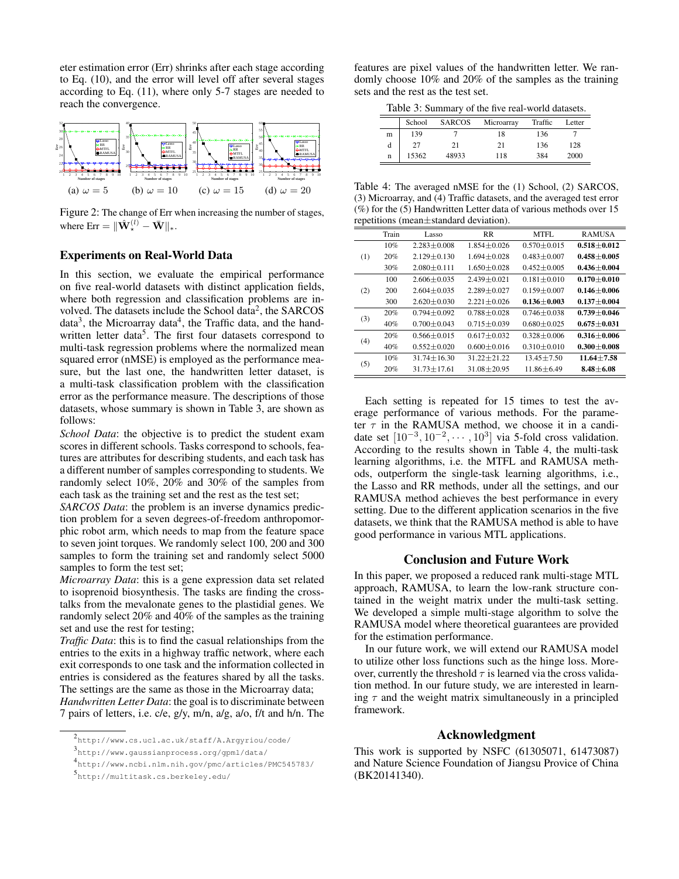eter estimation error (Err) shrinks after each stage according to Eq. (10), and the error will level off after several stages according to Eq. (11), where only 5-7 stages are needed to reach the convergence.

(a) $\omega = 5$ (b) $\omega = 10$ (c) $\omega = 15$ (d) $\omega = 20$

Figure 2: The change of Err when increasing the number of stages, where $\text{Err} = \|\hat{\mathbf{W}}_\star^{(l)} - \bar{\mathbf{W}}\|_*$.

## Experiments on Real-World Data

In this section, we evaluate the empirical performance on five real-world datasets with distinct application fields, where both regression and classification problems are involved. The datasets include the School data[2], the SARCOS data[3], the Microarray data[4], the Traffic data, and the handwritten letter data[5]. The first four datasets correspond to multi-task regression problems where the normalized mean squared error (nMSE) is employed as the performance measure, but the last one, the handwritten letter dataset, is a multi-task classification problem with the classification error as the performance measure. The descriptions of those datasets, whose summary is shown in Table 3, are shown as follows:

*School Data*: the objective is to predict the student exam scores in different schools. Tasks correspond to schools, features are attributes for describing students, and each task has a different number of samples corresponding to students. We randomly select 10%, 20% and 30% of the samples from each task as the training set and the rest as the test set;

*SARCOS Data*: the problem is an inverse dynamics prediction problem for a seven degrees-of-freedom anthropomorphic robot arm, which needs to map from the feature space to seven joint torques. We randomly select 100, 200 and 300 samples to form the training set and randomly select 5000 samples to form the test set;

*Microarray Data*: this is a gene expression data set related to isoprenoid biosynthesis. The tasks are finding the cross-talks from the mevalonate genes to the plastidial genes. We randomly select 20% and 40% of the samples as the training set and use the rest for testing;

*Traffic Data*: this is to find the casual relationships from the entries to the exits in a highway traffic network, where each exit corresponds to one task and the information collected in entries is considered as the features shared by all the tasks. The settings are the same as those in the Microarray data;

*Handwritten Letter Data*: the goal is to discriminate between 7 pairs of letters, i.e. c/e, g/y, m/n, a/g, a/o, f/t and h/n. The features are pixel values of the handwritten letter. We randomly choose 10% and 20% of the samples as the training sets and the rest as the test set.

Table 3: Summary of the five real-world datasets.

| | School | SARCOS | Microarray | Traffic | Letter |
|---|---|---|---|---|---|
| m | 139 | 7 | 18 | 136 | 7 |
| d | 27 | 21 | 21 | 136 | 128 |
| n | 15362 | 48933 | 118 | 384 | 2000 |

Table 4: The averaged nMSE for the (1) School, (2) SARCOS, (3) Microarray, and (4) Traffic datasets, and the averaged test error (%) for the (5) Handwritten Letter data of various methods over 15 repetitions (mean±standard deviation).

| | Train | Lasso | RR | MTFL | RAMUSA |
|---|---|---|---|---|---|
| (1) | 10% | 2.283±0.008 | 1.854±0.026 | 0.570±0.015 | **0.518±0.012** |
| | 20% | 2.129±0.130 | 1.694±0.028 | 0.483±0.007 | **0.458±0.005** |
| | 30% | 2.080±0.111 | 1.650±0.028 | 0.452±0.005 | **0.436±0.004** |
| (2) | 100 | 2.606±0.035 | 2.439±0.021 | 0.181±0.010 | **0.170±0.010** |
| | 200 | 2.604±0.035 | 2.289±0.027 | 0.159±0.007 | **0.146±0.006** |
| | 300 | 2.620±0.030 | 2.221±0.026 | **0.136±0.003** | **0.137±0.004** |
| (3) | 20% | 0.794±0.092 | 0.788±0.028 | 0.746±0.038 | **0.739±0.046** |
| | 40% | 0.700±0.043 | 0.715±0.039 | 0.680±0.025 | **0.675±0.031** |
| (4) | 20% | 0.566±0.015 | 0.617±0.032 | 0.328±0.006 | **0.316±0.006** |
| | 40% | 0.552±0.020 | 0.600±0.016 | 0.310±0.010 | **0.300±0.008** |
| (5) | 10% | 31.74±16.30 | 31.22±21.22 | 13.45±7.50 | **11.64±7.58** |
| | 20% | 31.73±17.61 | 31.08±20.95 | 11.86±6.49 | **8.48±6.08** |

Each setting is repeated for 15 times to test the average performance of various methods. For the parameter $\tau$ in the RAMUSA method, we choose it in a candidate set $[10^{-3}, 10^{-2}, \cdots, 10^{3}]$ via 5-fold cross validation. According to the results shown in Table 4, the multi-task learning algorithms, i.e. the MTFL and RAMUSA methods, outperform the single-task learning algorithms, i.e., the Lasso and RR methods, under all the settings, and our RAMUSA method achieves the best performance in every setting. Due to the different application scenarios in the five datasets, we think that the RAMUSA method is able to have good performance in various MTL applications.

## Conclusion and Future Work

In this paper, we proposed a reduced rank multi-stage MTL approach, RAMUSA, to learn the low-rank structure contained in the weight matrix under the multi-task setting. We developed a simple multi-stage algorithm to solve the RAMUSA model where theoretical guarantees are provided for the estimation performance.

In our future work, we will extend our RAMUSA model to utilize other loss functions such as the hinge loss. Moreover, currently the threshold $\tau$ is learned via the cross validation method. In our future study, we are interested in learning $\tau$ and the weight matrix simultaneously in a principled framework.

## Acknowledgment

This work is supported by NSFC (61305071, 61473087) and Nature Science Foundation of Jiangsu Provice of China (BK20141340).

[2] http://www.cs.ucl.ac.uk/staff/A.Argyriou/code/

[3] http://www.gaussianprocess.org/gpml/data/

[4] http://www.ncbi.nlm.nih.gov/pmc/articles/PMC545783/

[5] http://multitask.cs.berkeley.edu/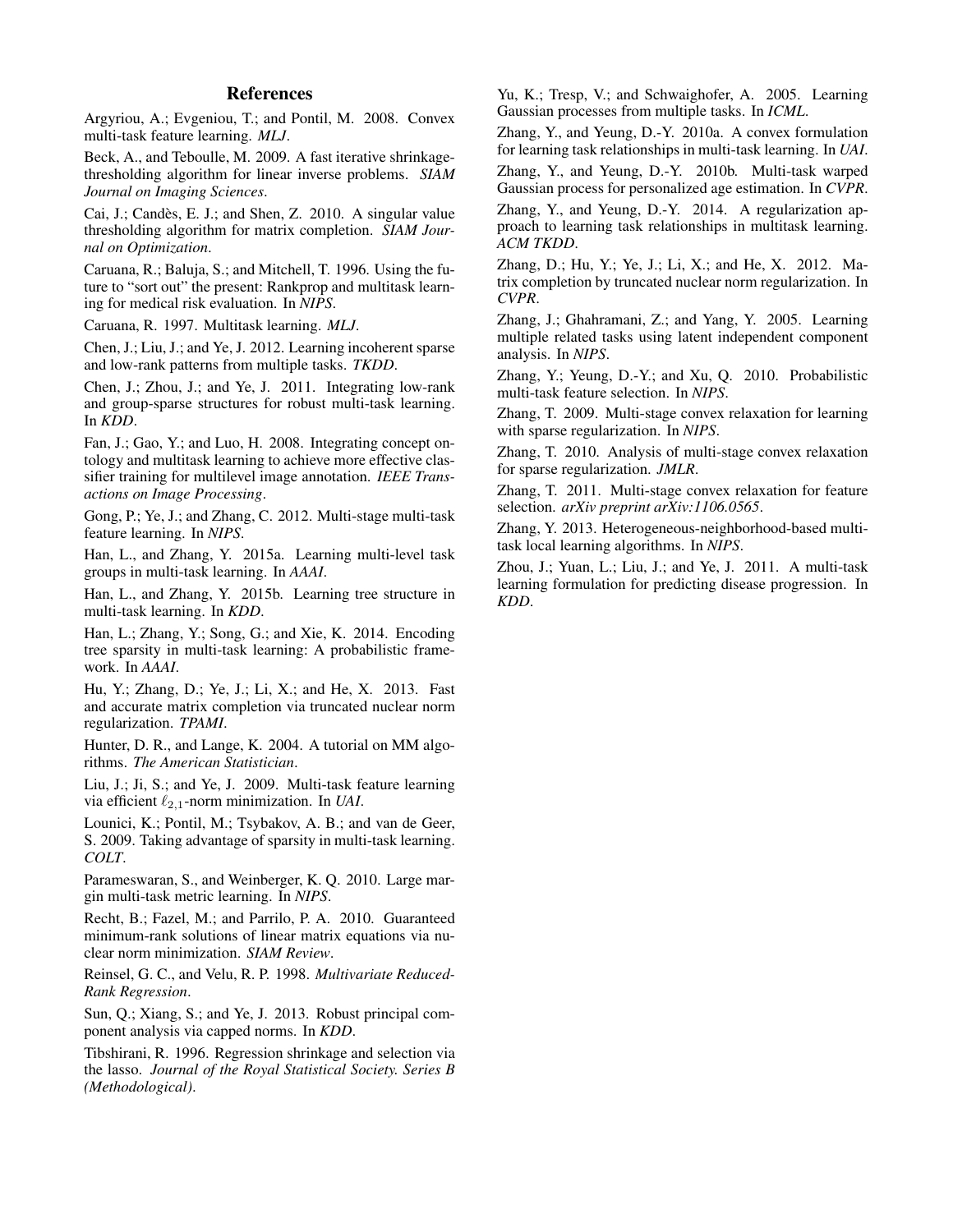## References

Argyriou, A.; Evgeniou, T.; and Pontil, M. 2008. Convex multi-task feature learning. *MLJ*.

Beck, A., and Teboulle, M. 2009. A fast iterative shrinkage-thresholding algorithm for linear inverse problems. *SIAM Journal on Imaging Sciences*.

Cai, J.; Candès, E. J.; and Shen, Z. 2010. A singular value thresholding algorithm for matrix completion. *SIAM Journal on Optimization*.

Caruana, R.; Baluja, S.; and Mitchell, T. 1996. Using the future to "sort out" the present: Rankprop and multitask learning for medical risk evaluation. In *NIPS*.

Caruana, R. 1997. Multitask learning. *MLJ*.

Chen, J.; Liu, J.; and Ye, J. 2012. Learning incoherent sparse and low-rank patterns from multiple tasks. *TKDD*.

Chen, J.; Zhou, J.; and Ye, J. 2011. Integrating low-rank and group-sparse structures for robust multi-task learning. In *KDD*.

Fan, J.; Gao, Y.; and Luo, H. 2008. Integrating concept ontology and multitask learning to achieve more effective classifier training for multilevel image annotation. *IEEE Transactions on Image Processing*.

Gong, P.; Ye, J.; and Zhang, C. 2012. Multi-stage multi-task feature learning. In *NIPS*.

Han, L., and Zhang, Y. 2015a. Learning multi-level task groups in multi-task learning. In *AAAI*.

Han, L., and Zhang, Y. 2015b. Learning tree structure in multi-task learning. In *KDD*.

Han, L.; Zhang, Y.; Song, G.; and Xie, K. 2014. Encoding tree sparsity in multi-task learning: A probabilistic framework. In *AAAI*.

Hu, Y.; Zhang, D.; Ye, J.; Li, X.; and He, X. 2013. Fast and accurate matrix completion via truncated nuclear norm regularization. *TPAMI*.

Hunter, D. R., and Lange, K. 2004. A tutorial on MM algorithms. *The American Statistician*.

Liu, J.; Ji, S.; and Ye, J. 2009. Multi-task feature learning via efficient $\ell_{2,1}$-norm minimization. In *UAI*.

Lounici, K.; Pontil, M.; Tsybakov, A. B.; and van de Geer, S. 2009. Taking advantage of sparsity in multi-task learning. *COLT*.

Parameswaran, S., and Weinberger, K. Q. 2010. Large margin multi-task metric learning. In *NIPS*.

Recht, B.; Fazel, M.; and Parrilo, P. A. 2010. Guaranteed minimum-rank solutions of linear matrix equations via nuclear norm minimization. *SIAM Review*.

Reinsel, G. C., and Velu, R. P. 1998. *Multivariate Reduced-Rank Regression*.

Sun, Q.; Xiang, S.; and Ye, J. 2013. Robust principal component analysis via capped norms. In *KDD*.

Tibshirani, R. 1996. Regression shrinkage and selection via the lasso. *Journal of the Royal Statistical Society. Series B (Methodological)*.

Yu, K.; Tresp, V.; and Schwaighofer, A. 2005. Learning Gaussian processes from multiple tasks. In *ICML*.

Zhang, Y., and Yeung, D.-Y. 2010a. A convex formulation for learning task relationships in multi-task learning. In *UAI*.

Zhang, Y., and Yeung, D.-Y. 2010b. Multi-task warped Gaussian process for personalized age estimation. In *CVPR*.

Zhang, Y., and Yeung, D.-Y. 2014. A regularization approach to learning task relationships in multitask learning. *ACM TKDD*.

Zhang, D.; Hu, Y.; Ye, J.; Li, X.; and He, X. 2012. Matrix completion by truncated nuclear norm regularization. In *CVPR*.

Zhang, J.; Ghahramani, Z.; and Yang, Y. 2005. Learning multiple related tasks using latent independent component analysis. In *NIPS*.

Zhang, Y.; Yeung, D.-Y.; and Xu, Q. 2010. Probabilistic multi-task feature selection. In *NIPS*.

Zhang, T. 2009. Multi-stage convex relaxation for learning with sparse regularization. In *NIPS*.

Zhang, T. 2010. Analysis of multi-stage convex relaxation for sparse regularization. *JMLR*.

Zhang, T. 2011. Multi-stage convex relaxation for feature selection. *arXiv preprint arXiv:1106.0565*.

Zhang, Y. 2013. Heterogeneous-neighborhood-based multi-task local learning algorithms. In *NIPS*.

Zhou, J.; Yuan, L.; Liu, J.; and Ye, J. 2011. A multi-task learning formulation for predicting disease progression. In *KDD*.